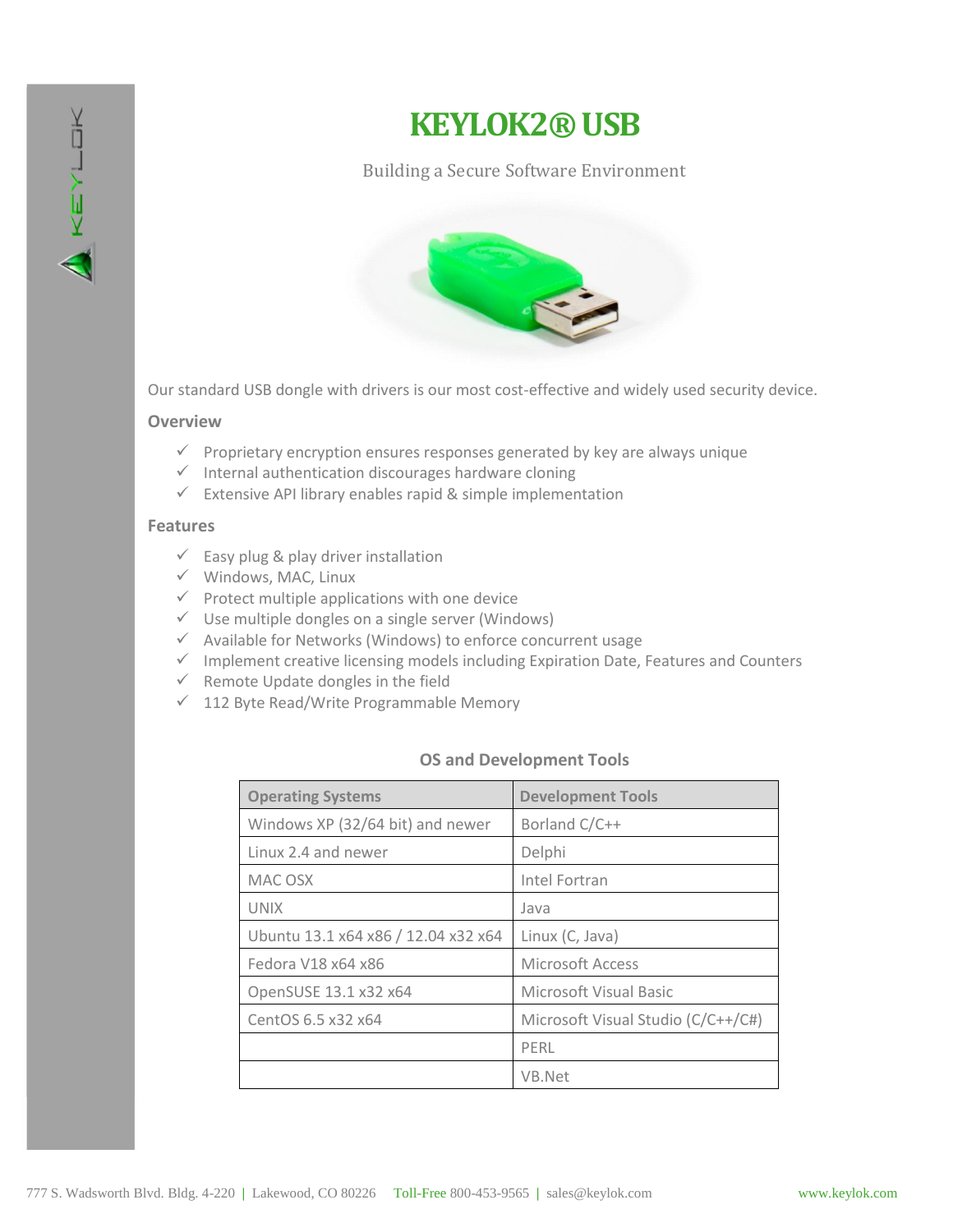# KEYLOK2® USB

Building a Secure Software Environment

Our standard USB dongle with drivers is our most cost-effective and widely used security device.

### Overview

- ✓ Proprietary encryption ensures responses generated by key are always unique
- ✓ Internal authentication discourages hardware cloning
- ✓ Extensive API library enables rapid & simple implementation

### Features

- ✓ Easy plug & play driver installation
- ✓ Windows, MAC, Linux
- ✓ Protect multiple applications with one device
- ✓ Use multiple dongles on a single server (Windows)
- ✓ Available for Networks (Windows) to enforce concurrent usage
- ✓ Implement creative licensing models including Expiration Date, Features and Counters
- ✓ Remote Update dongles in the field
- ✓ 112 Byte Read/Write Programmable Memory

**OS and Development Tools**

| Operating Systems | Development Tools |
|---|---|
| Windows XP (32/64 bit) and newer | Borland C/C++ |
| Linux 2.4 and newer | Delphi |
| MAC OSX | Intel Fortran |
| UNIX | Java |
| Ubuntu 13.1 x64 x86 / 12.04 x32 x64 | Linux (C, Java) |
| Fedora V18 x64 x86 | Microsoft Access |
| OpenSUSE 13.1 x32 x64 | Microsoft Visual Basic |
| CentOS 6.5 x32 x64 | Microsoft Visual Studio (C/C++/C#) |
| | PERL |
| | VB.Net |

777 S. Wadsworth Blvd. Bldg. 4-220 | Lakewood, CO 80226 Toll-Free 800-453-9565 | sales@keylok.com www.keylok.com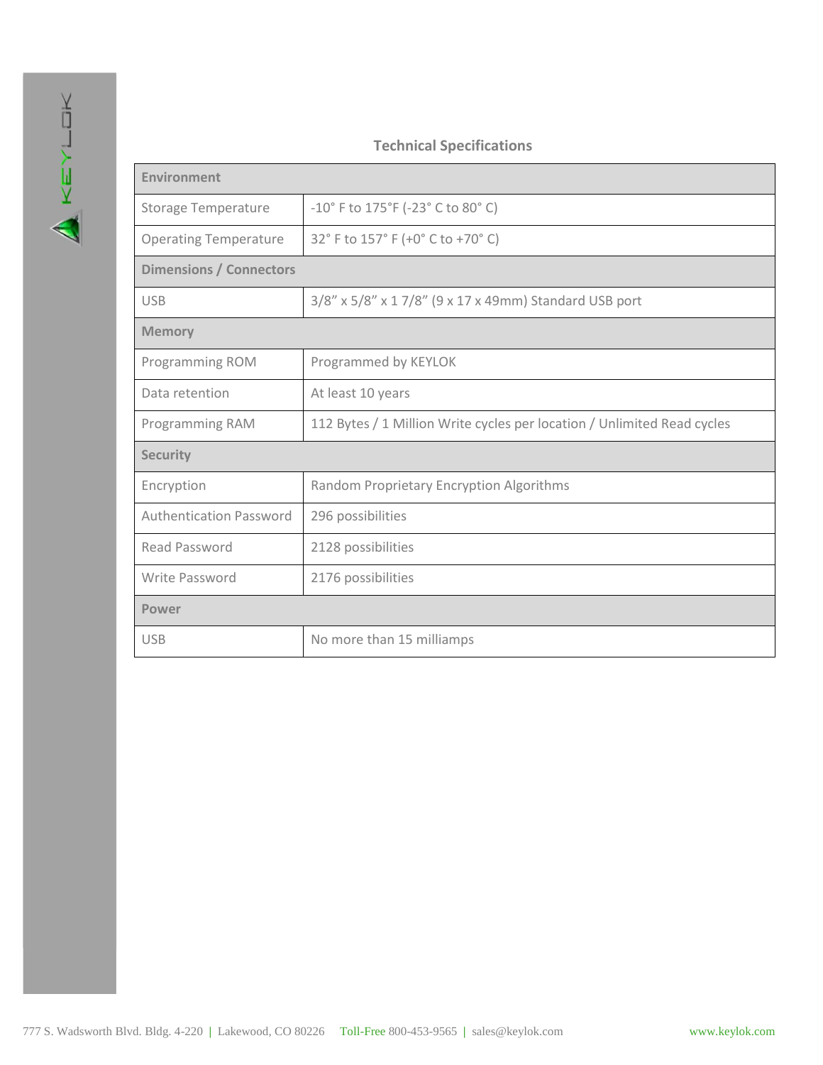## Technical Specifications

| Environment | |
|---|---|
| Storage Temperature | -10° F to 175°F (-23° C to 80° C) |
| Operating Temperature | 32° F to 157° F (+0° C to +70° C) |
| **Dimensions / Connectors** | |
| USB | 3/8” x 5/8” x 1 7/8” (9 x 17 x 49mm) Standard USB port |
| **Memory** | |
| Programming ROM | Programmed by KEYLOK |
| Data retention | At least 10 years |
| Programming RAM | 112 Bytes / 1 Million Write cycles per location / Unlimited Read cycles |
| **Security** | |
| Encryption | Random Proprietary Encryption Algorithms |
| Authentication Password | 296 possibilities |
| Read Password | 2128 possibilities |
| Write Password | 2176 possibilities |
| **Power** | |
| USB | No more than 15 milliamps |